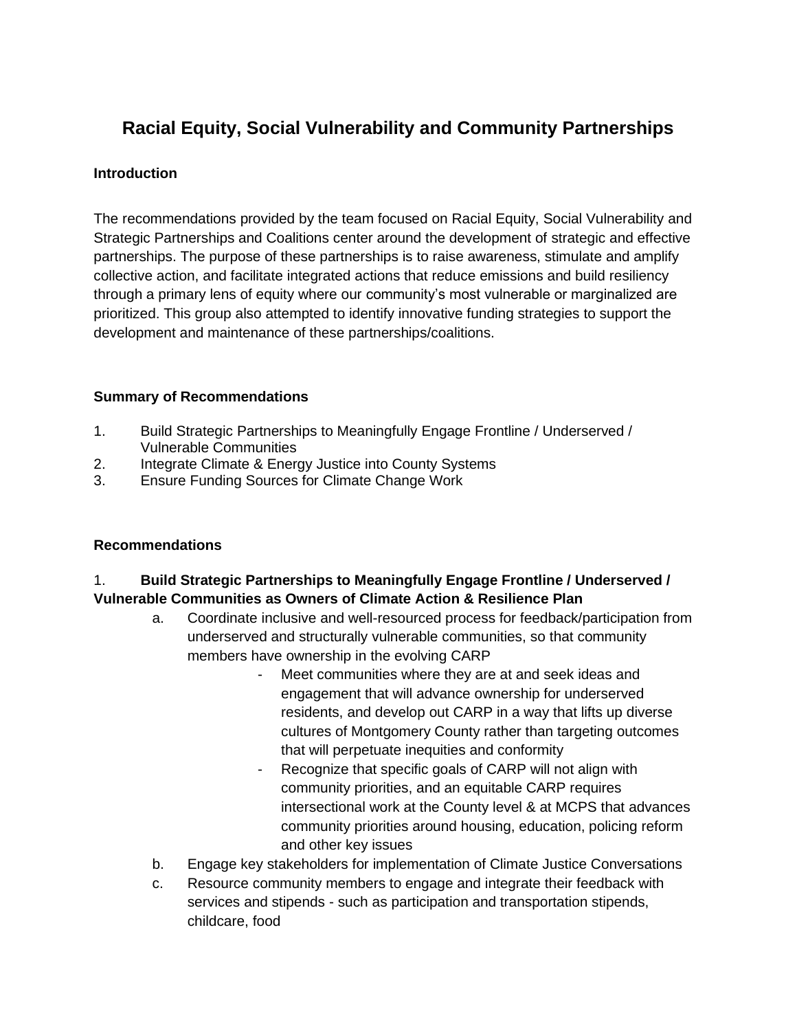# Racial Equity, Social Vulnerability and Community Partnerships

**Introduction**

The recommendations provided by the team focused on Racial Equity, Social Vulnerability and Strategic Partnerships and Coalitions center around the development of strategic and effective partnerships. The purpose of these partnerships is to raise awareness, stimulate and amplify collective action, and facilitate integrated actions that reduce emissions and build resiliency through a primary lens of equity where our community's most vulnerable or marginalized are prioritized. This group also attempted to identify innovative funding strategies to support the development and maintenance of these partnerships/coalitions.

**Summary of Recommendations**

1. Build Strategic Partnerships to Meaningfully Engage Frontline / Underserved / Vulnerable Communities
2. Integrate Climate & Energy Justice into County Systems
3. Ensure Funding Sources for Climate Change Work

**Recommendations**

1. **Build Strategic Partnerships to Meaningfully Engage Frontline / Underserved / Vulnerable Communities as Owners of Climate Action & Resilience Plan**
   a. Coordinate inclusive and well-resourced process for feedback/participation from underserved and structurally vulnerable communities, so that community members have ownership in the evolving CARP
      - Meet communities where they are at and seek ideas and engagement that will advance ownership for underserved residents, and develop out CARP in a way that lifts up diverse cultures of Montgomery County rather than targeting outcomes that will perpetuate inequities and conformity
      - Recognize that specific goals of CARP will not align with community priorities, and an equitable CARP requires intersectional work at the County level & at MCPS that advances community priorities around housing, education, policing reform and other key issues

   b. Engage key stakeholders for implementation of Climate Justice Conversations
   c. Resource community members to engage and integrate their feedback with services and stipends - such as participation and transportation stipends, childcare, food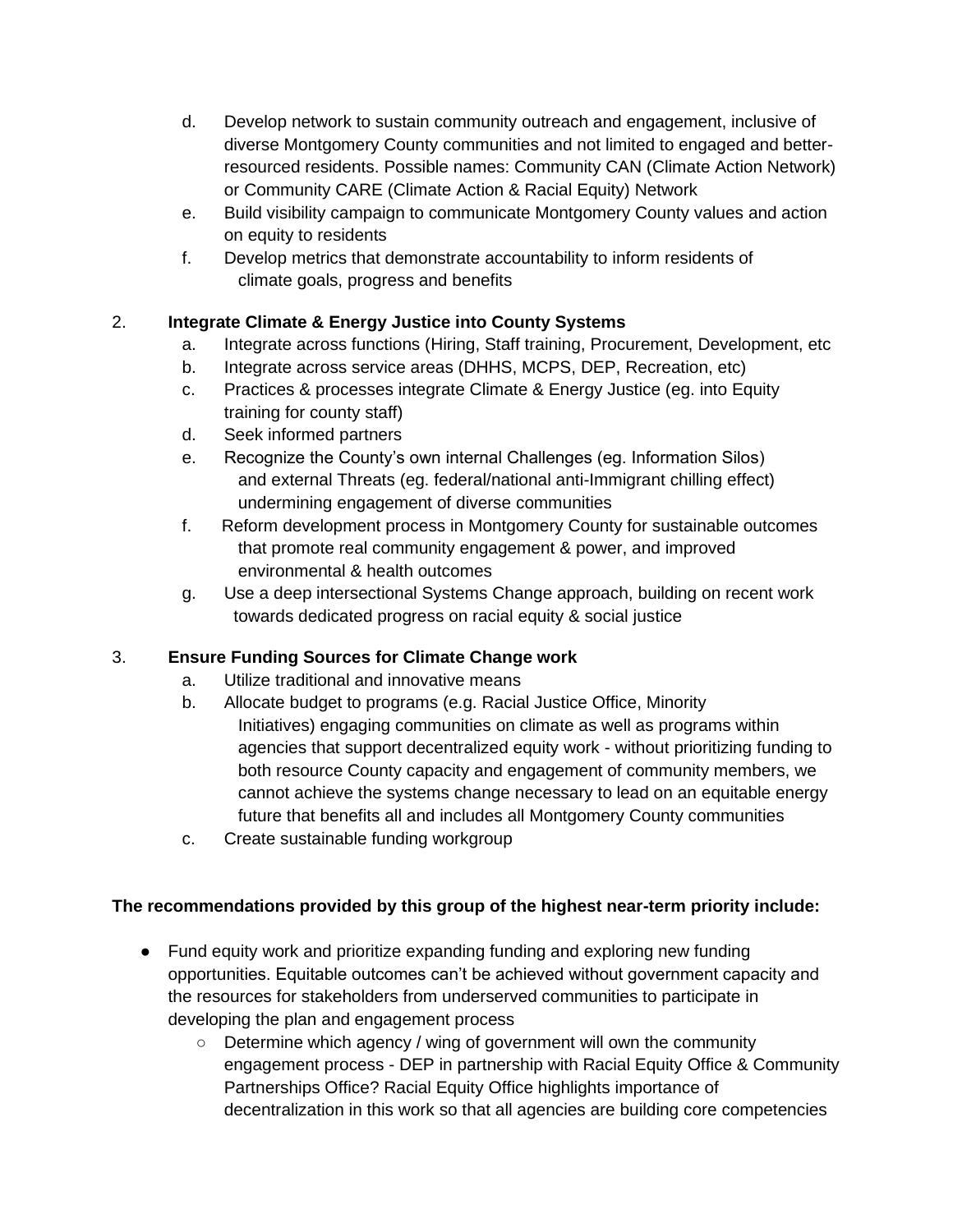d. Develop network to sustain community outreach and engagement, inclusive of diverse Montgomery County communities and not limited to engaged and better-resourced residents. Possible names: Community CAN (Climate Action Network) or Community CARE (Climate Action & Racial Equity) Network
   e. Build visibility campaign to communicate Montgomery County values and action on equity to residents
   f. Develop metrics that demonstrate accountability to inform residents of climate goals, progress and benefits

2. **Integrate Climate & Energy Justice into County Systems**
   a. Integrate across functions (Hiring, Staff training, Procurement, Development, etc
   b. Integrate across service areas (DHHS, MCPS, DEP, Recreation, etc)
   c. Practices & processes integrate Climate & Energy Justice (eg. into Equity training for county staff)
   d. Seek informed partners
   e. Recognize the County's own internal Challenges (eg. Information Silos) and external Threats (eg. federal/national anti-Immigrant chilling effect) undermining engagement of diverse communities
   f. Reform development process in Montgomery County for sustainable outcomes that promote real community engagement & power, and improved environmental & health outcomes
   g. Use a deep intersectional Systems Change approach, building on recent work towards dedicated progress on racial equity & social justice

3. **Ensure Funding Sources for Climate Change work**
   a. Utilize traditional and innovative means
   b. Allocate budget to programs (e.g. Racial Justice Office, Minority Initiatives) engaging communities on climate as well as programs within agencies that support decentralized equity work - without prioritizing funding to both resource County capacity and engagement of community members, we cannot achieve the systems change necessary to lead on an equitable energy future that benefits all and includes all Montgomery County communities
   c. Create sustainable funding workgroup

**The recommendations provided by this group of the highest near-term priority include:**

- Fund equity work and prioritize expanding funding and exploring new funding opportunities. Equitable outcomes can't be achieved without government capacity and the resources for stakeholders from underserved communities to participate in developing the plan and engagement process
  - Determine which agency / wing of government will own the community engagement process - DEP in partnership with Racial Equity Office & Community Partnerships Office? Racial Equity Office highlights importance of decentralization in this work so that all agencies are building core competencies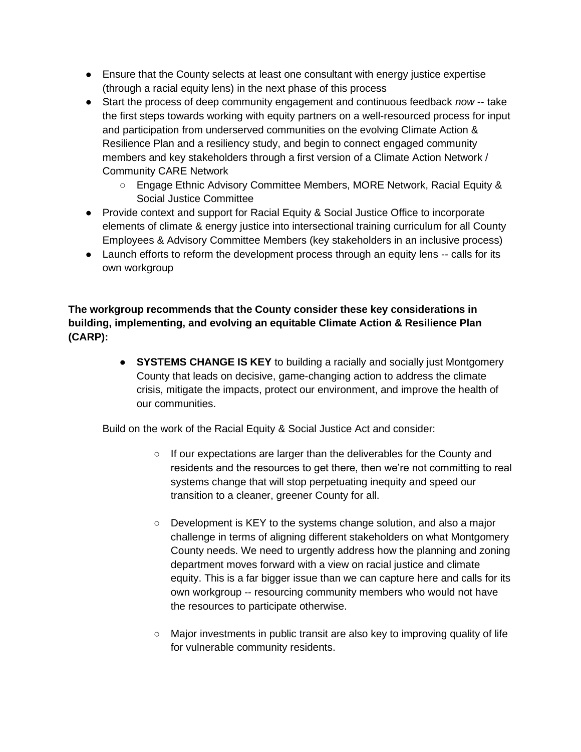- Ensure that the County selects at least one consultant with energy justice expertise (through a racial equity lens) in the next phase of this process
- Start the process of deep community engagement and continuous feedback *now* -- take the first steps towards working with equity partners on a well-resourced process for input and participation from underserved communities on the evolving Climate Action & Resilience Plan and a resiliency study, and begin to connect engaged community members and key stakeholders through a first version of a Climate Action Network / Community CARE Network
  - Engage Ethnic Advisory Committee Members, MORE Network, Racial Equity & Social Justice Committee
- Provide context and support for Racial Equity & Social Justice Office to incorporate elements of climate & energy justice into intersectional training curriculum for all County Employees & Advisory Committee Members (key stakeholders in an inclusive process)
- Launch efforts to reform the development process through an equity lens -- calls for its own workgroup

**The workgroup recommends that the County consider these key considerations in building, implementing, and evolving an equitable Climate Action & Resilience Plan (CARP):**

- **SYSTEMS CHANGE IS KEY** to building a racially and socially just Montgomery County that leads on decisive, game-changing action to address the climate crisis, mitigate the impacts, protect our environment, and improve the health of our communities.

Build on the work of the Racial Equity & Social Justice Act and consider:

- If our expectations are larger than the deliverables for the County and residents and the resources to get there, then we're not committing to real systems change that will stop perpetuating inequity and speed our transition to a cleaner, greener County for all.

- Development is KEY to the systems change solution, and also a major challenge in terms of aligning different stakeholders on what Montgomery County needs. We need to urgently address how the planning and zoning department moves forward with a view on racial justice and climate equity. This is a far bigger issue than we can capture here and calls for its own workgroup -- resourcing community members who would not have the resources to participate otherwise.

- Major investments in public transit are also key to improving quality of life for vulnerable community residents.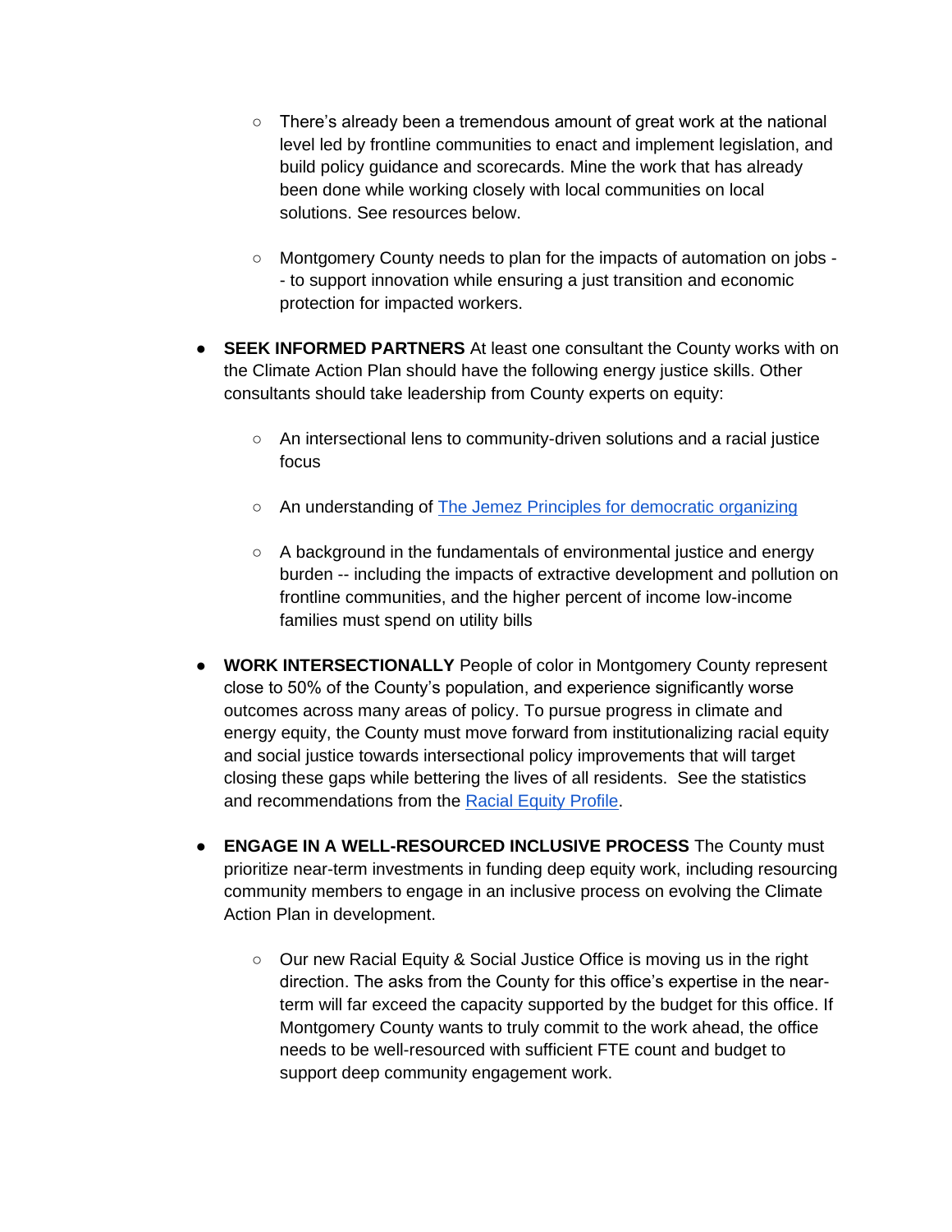- There's already been a tremendous amount of great work at the national level led by frontline communities to enact and implement legislation, and build policy guidance and scorecards. Mine the work that has already been done while working closely with local communities on local solutions. See resources below.

    - Montgomery County needs to plan for the impacts of automation on jobs -- to support innovation while ensuring a just transition and economic protection for impacted workers.

- **SEEK INFORMED PARTNERS** At least one consultant the County works with on the Climate Action Plan should have the following energy justice skills. Other consultants should take leadership from County experts on equity:

    - An intersectional lens to community-driven solutions and a racial justice focus

    - An understanding of [The Jemez Principles for democratic organizing]()

    - A background in the fundamentals of environmental justice and energy burden -- including the impacts of extractive development and pollution on frontline communities, and the higher percent of income low-income families must spend on utility bills

- **WORK INTERSECTIONALLY** People of color in Montgomery County represent close to 50% of the County's population, and experience significantly worse outcomes across many areas of policy. To pursue progress in climate and energy equity, the County must move forward from institutionalizing racial equity and social justice towards intersectional policy improvements that will target closing these gaps while bettering the lives of all residents. See the statistics and recommendations from the [Racial Equity Profile]().

- **ENGAGE IN A WELL-RESOURCED INCLUSIVE PROCESS** The County must prioritize near-term investments in funding deep equity work, including resourcing community members to engage in an inclusive process on evolving the Climate Action Plan in development.

    - Our new Racial Equity & Social Justice Office is moving us in the right direction. The asks from the County for this office's expertise in the near-term will far exceed the capacity supported by the budget for this office. If Montgomery County wants to truly commit to the work ahead, the office needs to be well-resourced with sufficient FTE count and budget to support deep community engagement work.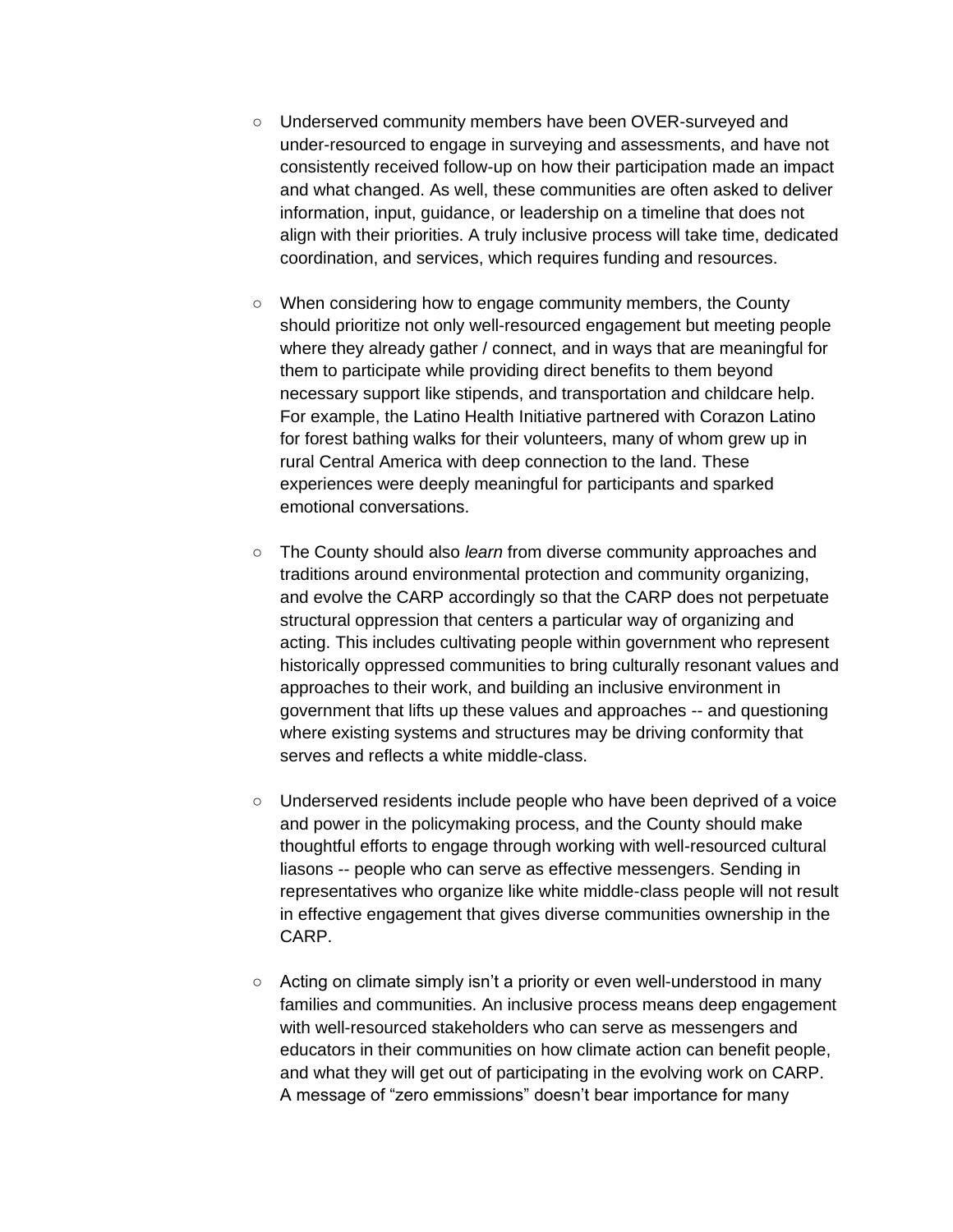- Underserved community members have been OVER-surveyed and under-resourced to engage in surveying and assessments, and have not consistently received follow-up on how their participation made an impact and what changed. As well, these communities are often asked to deliver information, input, guidance, or leadership on a timeline that does not align with their priorities. A truly inclusive process will take time, dedicated coordination, and services, which requires funding and resources.

- When considering how to engage community members, the County should prioritize not only well-resourced engagement but meeting people where they already gather / connect, and in ways that are meaningful for them to participate while providing direct benefits to them beyond necessary support like stipends, and transportation and childcare help. For example, the Latino Health Initiative partnered with Corazon Latino for forest bathing walks for their volunteers, many of whom grew up in rural Central America with deep connection to the land. These experiences were deeply meaningful for participants and sparked emotional conversations.

- The County should also *learn* from diverse community approaches and traditions around environmental protection and community organizing, and evolve the CARP accordingly so that the CARP does not perpetuate structural oppression that centers a particular way of organizing and acting. This includes cultivating people within government who represent historically oppressed communities to bring culturally resonant values and approaches to their work, and building an inclusive environment in government that lifts up these values and approaches -- and questioning where existing systems and structures may be driving conformity that serves and reflects a white middle-class.

- Underserved residents include people who have been deprived of a voice and power in the policymaking process, and the County should make thoughtful efforts to engage through working with well-resourced cultural liasons -- people who can serve as effective messengers. Sending in representatives who organize like white middle-class people will not result in effective engagement that gives diverse communities ownership in the CARP.

- Acting on climate simply isn't a priority or even well-understood in many families and communities. An inclusive process means deep engagement with well-resourced stakeholders who can serve as messengers and educators in their communities on how climate action can benefit people, and what they will get out of participating in the evolving work on CARP. A message of "zero emmissions" doesn't bear importance for many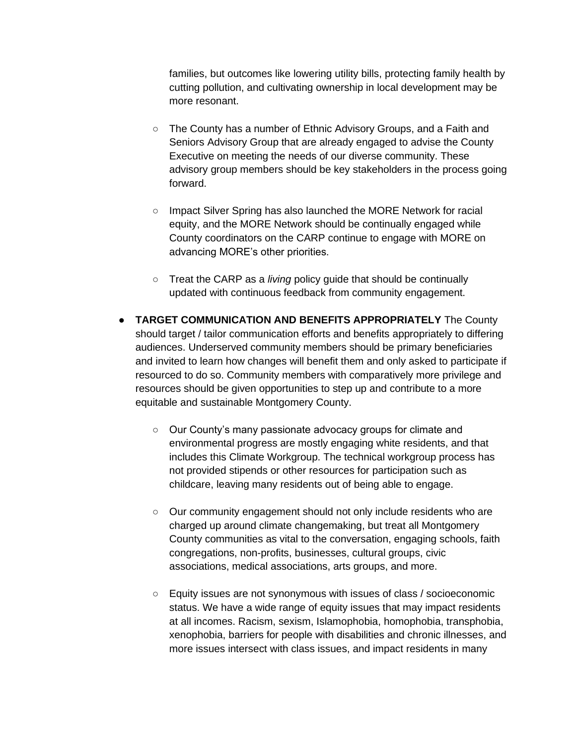families, but outcomes like lowering utility bills, protecting family health by cutting pollution, and cultivating ownership in local development may be more resonant.

  - The County has a number of Ethnic Advisory Groups, and a Faith and Seniors Advisory Group that are already engaged to advise the County Executive on meeting the needs of our diverse community. These advisory group members should be key stakeholders in the process going forward.
  - Impact Silver Spring has also launched the MORE Network for racial equity, and the MORE Network should be continually engaged while County coordinators on the CARP continue to engage with MORE on advancing MORE's other priorities.
  - Treat the CARP as a *living* policy guide that should be continually updated with continuous feedback from community engagement.

- **TARGET COMMUNICATION AND BENEFITS APPROPRIATELY** The County should target / tailor communication efforts and benefits appropriately to differing audiences. Underserved community members should be primary beneficiaries and invited to learn how changes will benefit them and only asked to participate if resourced to do so. Community members with comparatively more privilege and resources should be given opportunities to step up and contribute to a more equitable and sustainable Montgomery County.
  - Our County's many passionate advocacy groups for climate and environmental progress are mostly engaging white residents, and that includes this Climate Workgroup. The technical workgroup process has not provided stipends or other resources for participation such as childcare, leaving many residents out of being able to engage.
  - Our community engagement should not only include residents who are charged up around climate changemaking, but treat all Montgomery County communities as vital to the conversation, engaging schools, faith congregations, non-profits, businesses, cultural groups, civic associations, medical associations, arts groups, and more.
  - Equity issues are not synonymous with issues of class / socioeconomic status. We have a wide range of equity issues that may impact residents at all incomes. Racism, sexism, Islamophobia, homophobia, transphobia, xenophobia, barriers for people with disabilities and chronic illnesses, and more issues intersect with class issues, and impact residents in many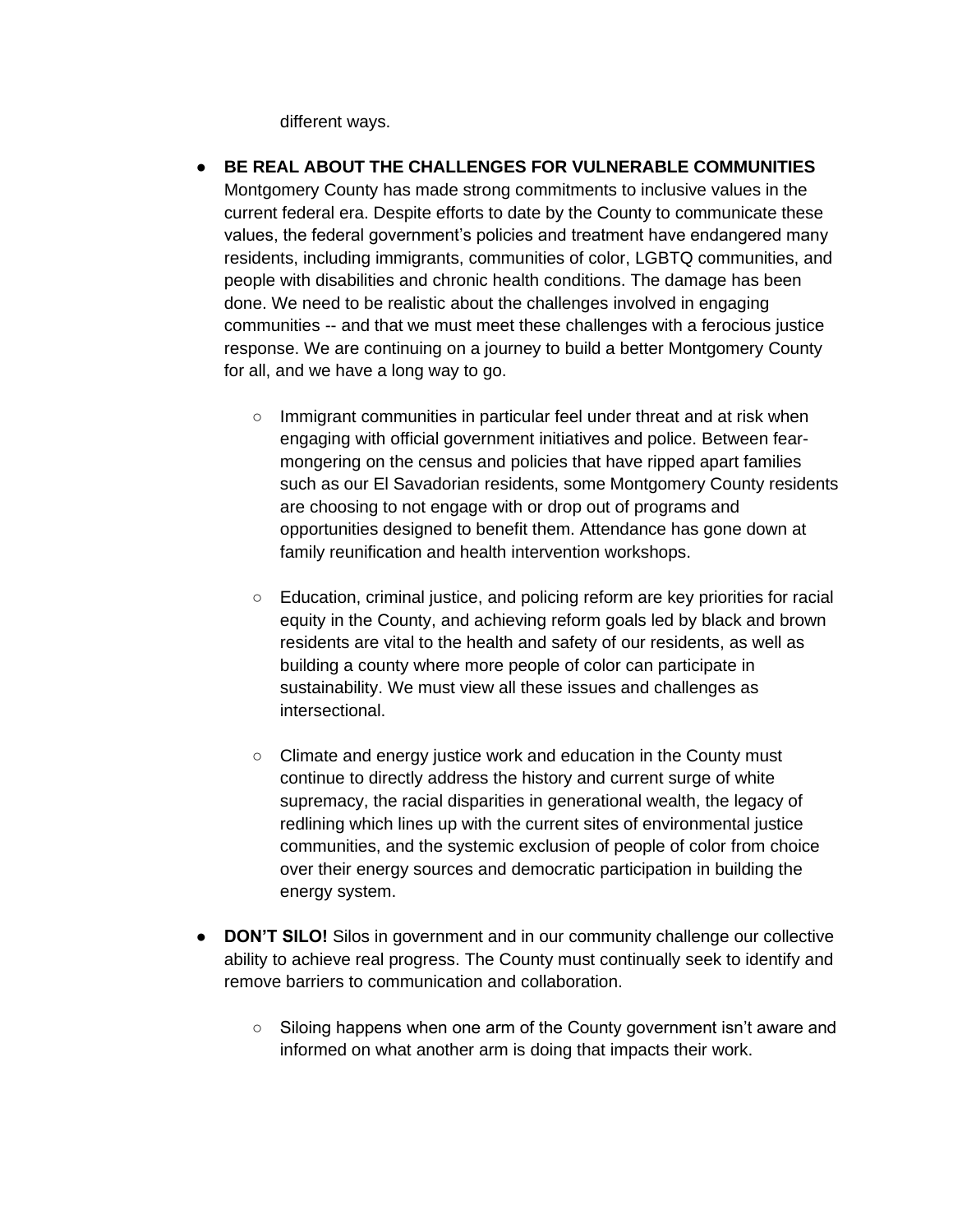different ways.

- **BE REAL ABOUT THE CHALLENGES FOR VULNERABLE COMMUNITIES** Montgomery County has made strong commitments to inclusive values in the current federal era. Despite efforts to date by the County to communicate these values, the federal government's policies and treatment have endangered many residents, including immigrants, communities of color, LGBTQ communities, and people with disabilities and chronic health conditions. The damage has been done. We need to be realistic about the challenges involved in engaging communities -- and that we must meet these challenges with a ferocious justice response. We are continuing on a journey to build a better Montgomery County for all, and we have a long way to go.

  - Immigrant communities in particular feel under threat and at risk when engaging with official government initiatives and police. Between fear-mongering on the census and policies that have ripped apart families such as our El Savadorian residents, some Montgomery County residents are choosing to not engage with or drop out of programs and opportunities designed to benefit them. Attendance has gone down at family reunification and health intervention workshops.

  - Education, criminal justice, and policing reform are key priorities for racial equity in the County, and achieving reform goals led by black and brown residents are vital to the health and safety of our residents, as well as building a county where more people of color can participate in sustainability. We must view all these issues and challenges as intersectional.

  - Climate and energy justice work and education in the County must continue to directly address the history and current surge of white supremacy, the racial disparities in generational wealth, the legacy of redlining which lines up with the current sites of environmental justice communities, and the systemic exclusion of people of color from choice over their energy sources and democratic participation in building the energy system.

- **DON'T SILO!** Silos in government and in our community challenge our collective ability to achieve real progress. The County must continually seek to identify and remove barriers to communication and collaboration.

  - Siloing happens when one arm of the County government isn't aware and informed on what another arm is doing that impacts their work.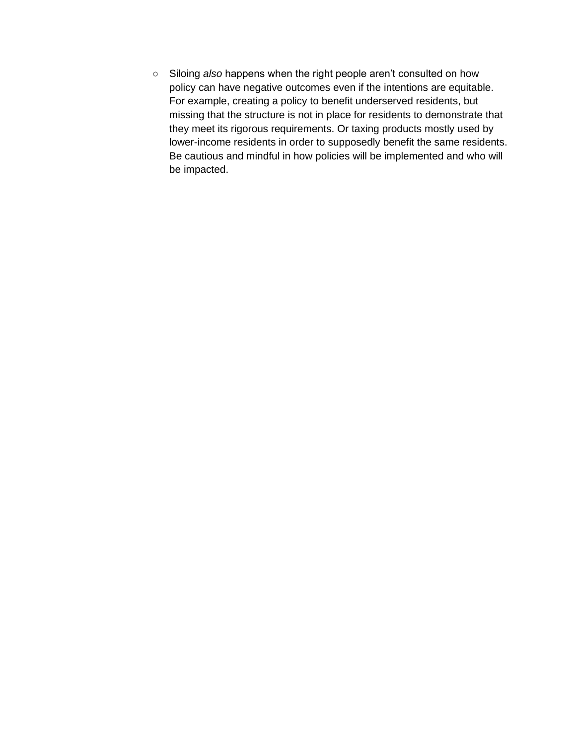- Siloing *also* happens when the right people aren't consulted on how policy can have negative outcomes even if the intentions are equitable. For example, creating a policy to benefit underserved residents, but missing that the structure is not in place for residents to demonstrate that they meet its rigorous requirements. Or taxing products mostly used by lower-income residents in order to supposedly benefit the same residents. Be cautious and mindful in how policies will be implemented and who will be impacted.